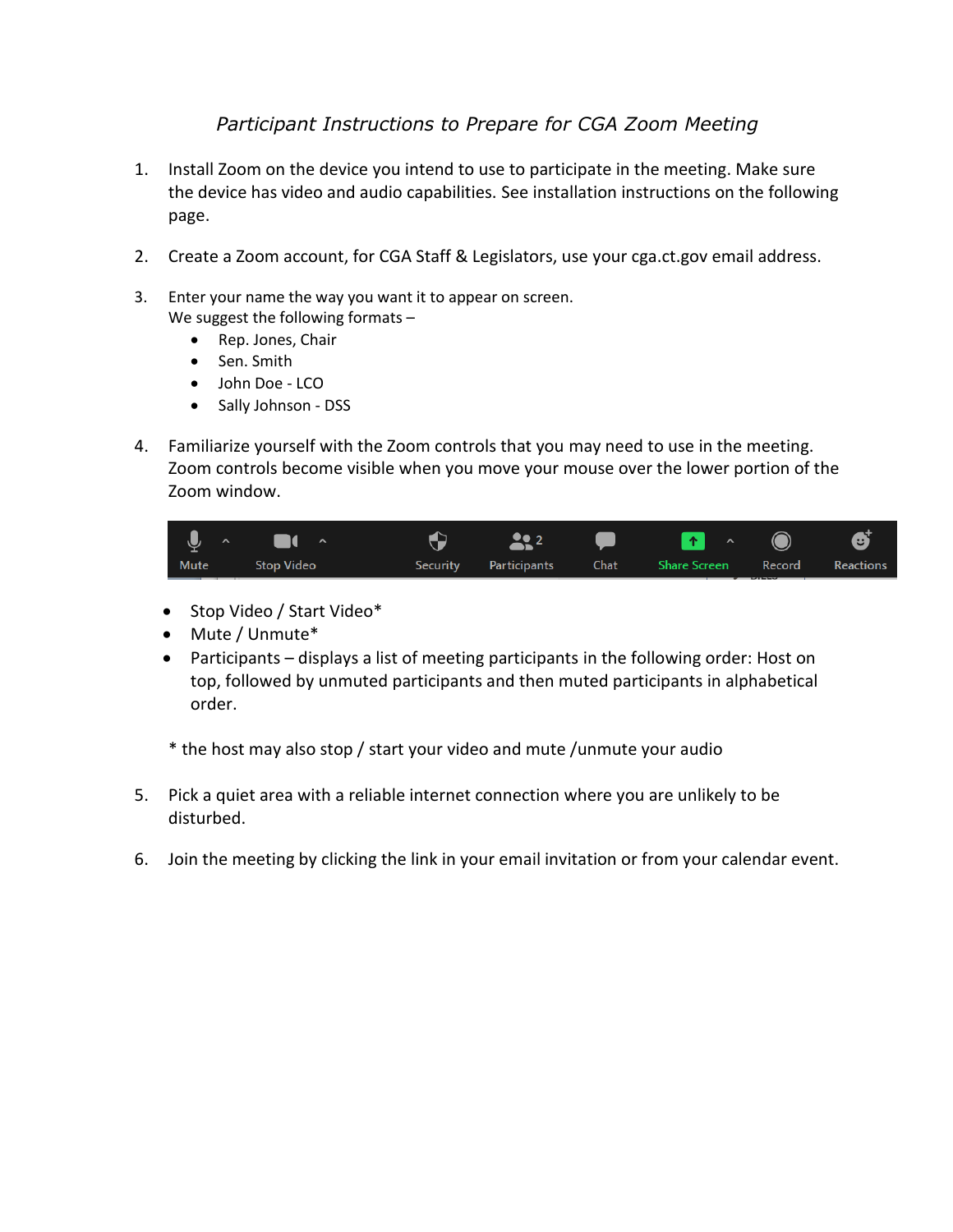*Participant Instructions to Prepare for CGA Zoom Meeting*

1. Install Zoom on the device you intend to use to participate in the meeting. Make sure the device has video and audio capabilities. See installation instructions on the following page.

2. Create a Zoom account, for CGA Staff & Legislators, use your cga.ct.gov email address.

3. Enter your name the way you want it to appear on screen.
   We suggest the following formats –
   - Rep. Jones, Chair
   - Sen. Smith
   - John Doe - LCO
   - Sally Johnson - DSS

4. Familiarize yourself with the Zoom controls that you may need to use in the meeting. Zoom controls become visible when you move your mouse over the lower portion of the Zoom window.

   Mute | Stop Video | Security | Participants 2 | Chat | Share Screen | Record | Reactions

   - Stop Video / Start Video*
   - Mute / Unmute*
   - Participants – displays a list of meeting participants in the following order: Host on top, followed by unmuted participants and then muted participants in alphabetical order.

   * the host may also stop / start your video and mute /unmute your audio

5. Pick a quiet area with a reliable internet connection where you are unlikely to be disturbed.

6. Join the meeting by clicking the link in your email invitation or from your calendar event.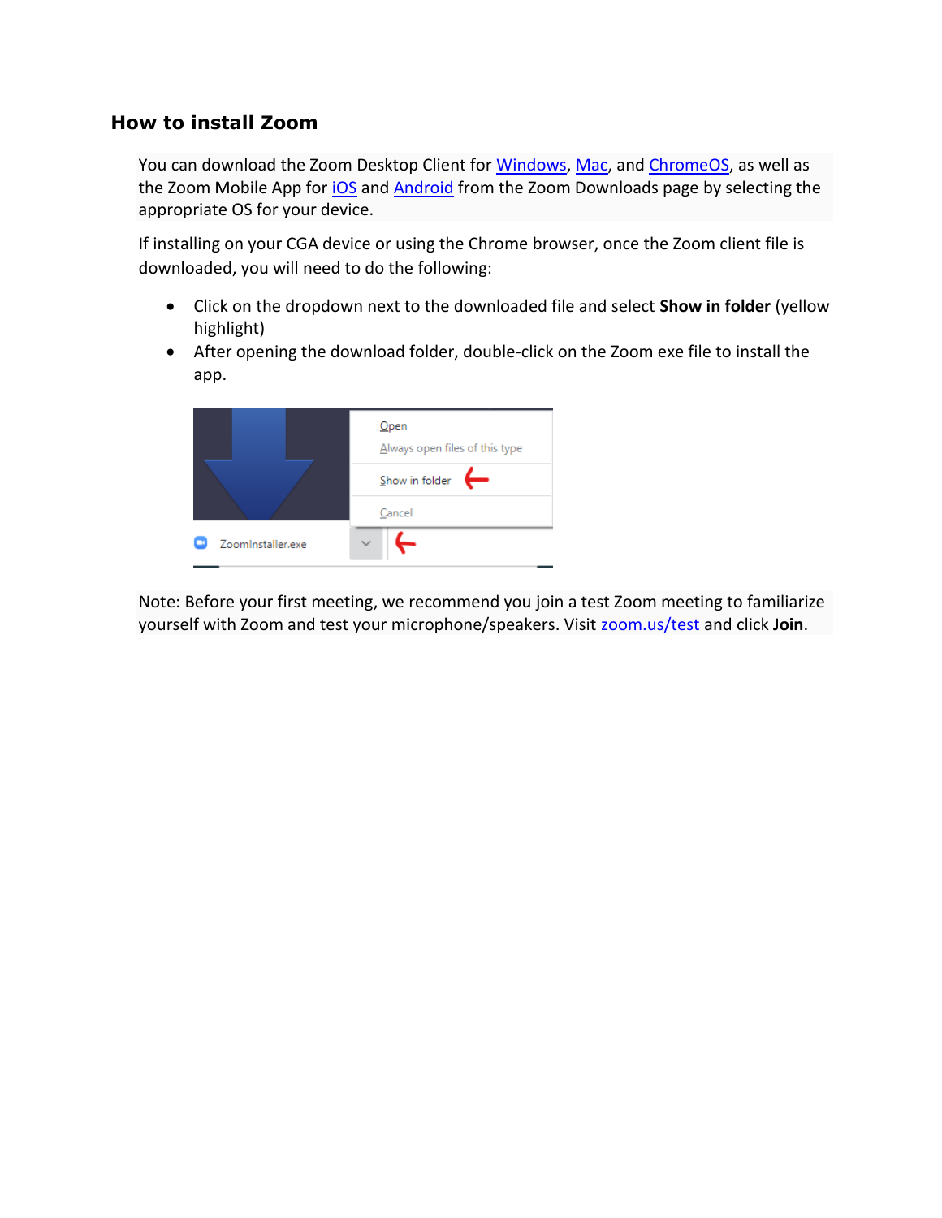## How to install Zoom

You can download the Zoom Desktop Client for Windows, Mac, and ChromeOS, as well as the Zoom Mobile App for iOS and Android from the Zoom Downloads page by selecting the appropriate OS for your device.

If installing on your CGA device or using the Chrome browser, once the Zoom client file is downloaded, you will need to do the following:

- Click on the dropdown next to the downloaded file and select **Show in folder** (yellow highlight)
- After opening the download folder, double-click on the Zoom exe file to install the app.

Note: Before your first meeting, we recommend you join a test Zoom meeting to familiarize yourself with Zoom and test your microphone/speakers. Visit zoom.us/test and click **Join**.